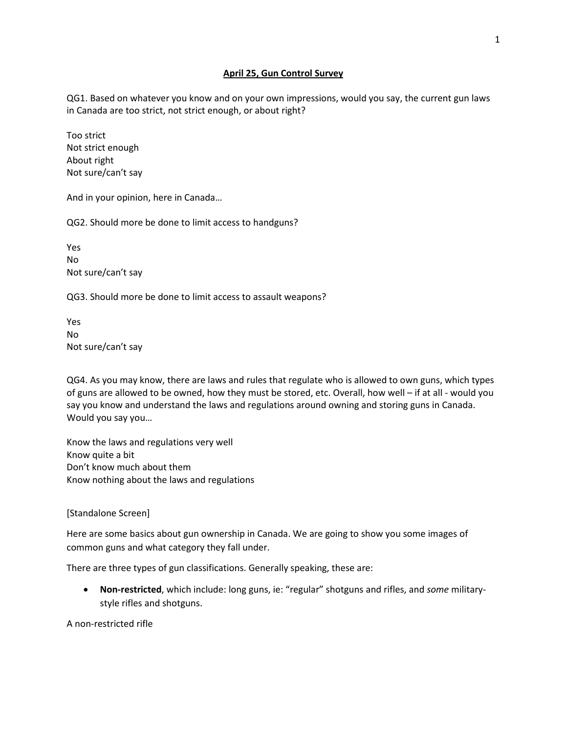# April 25, Gun Control Survey

QG1. Based on whatever you know and on your own impressions, would you say, the current gun laws in Canada are too strict, not strict enough, or about right?

Too strict
Not strict enough
About right
Not sure/can't say

And in your opinion, here in Canada…

QG2. Should more be done to limit access to handguns?

Yes
No
Not sure/can't say

QG3. Should more be done to limit access to assault weapons?

Yes
No
Not sure/can't say

QG4. As you may know, there are laws and rules that regulate who is allowed to own guns, which types of guns are allowed to be owned, how they must be stored, etc. Overall, how well – if at all - would you say you know and understand the laws and regulations around owning and storing guns in Canada. Would you say you…

Know the laws and regulations very well
Know quite a bit
Don't know much about them
Know nothing about the laws and regulations

[Standalone Screen]

Here are some basics about gun ownership in Canada. We are going to show you some images of common guns and what category they fall under.

There are three types of gun classifications. Generally speaking, these are:

- **Non-restricted**, which include: long guns, ie: "regular" shotguns and rifles, and *some* military-style rifles and shotguns.

A non-restricted rifle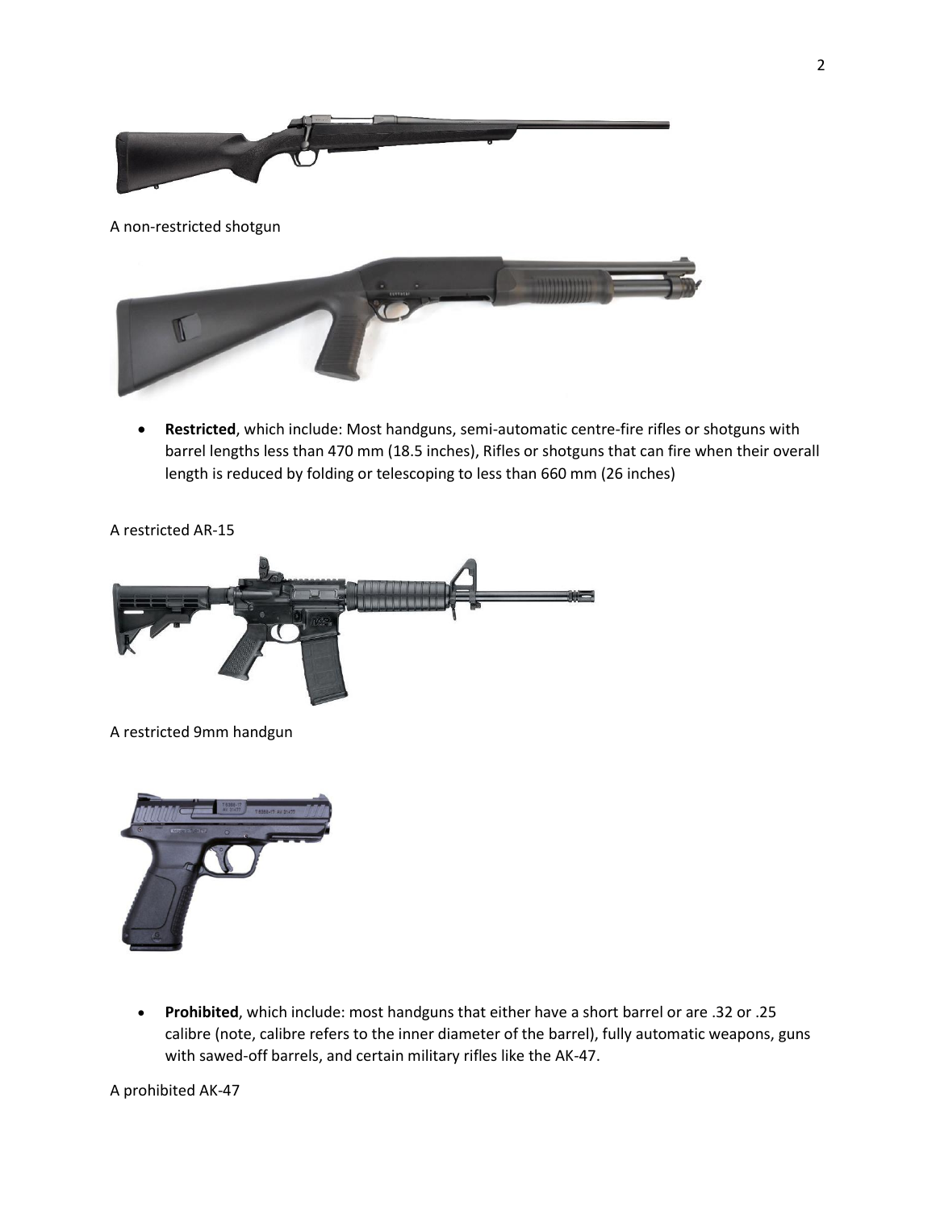A non-restricted shotgun

- **Restricted**, which include: Most handguns, semi-automatic centre-fire rifles or shotguns with barrel lengths less than 470 mm (18.5 inches), Rifles or shotguns that can fire when their overall length is reduced by folding or telescoping to less than 660 mm (26 inches)

A restricted AR-15

A restricted 9mm handgun

- **Prohibited**, which include: most handguns that either have a short barrel or are .32 or .25 calibre (note, calibre refers to the inner diameter of the barrel), fully automatic weapons, guns with sawed-off barrels, and certain military rifles like the AK-47.

A prohibited AK-47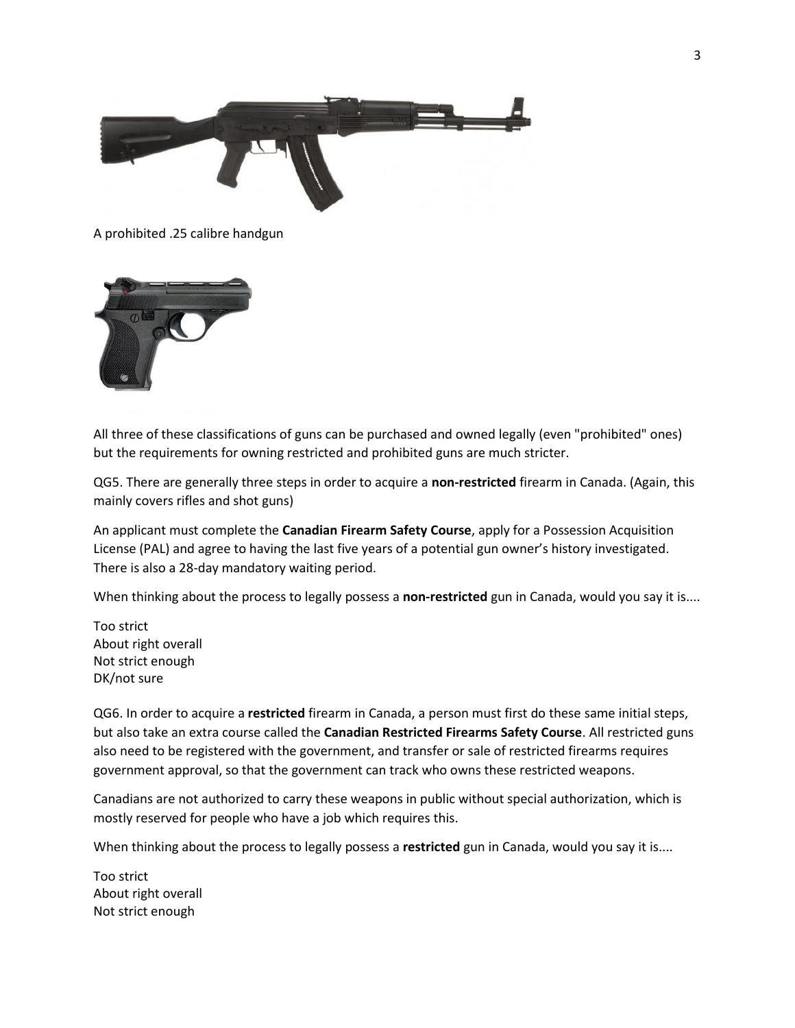A prohibited .25 calibre handgun

All three of these classifications of guns can be purchased and owned legally (even "prohibited" ones) but the requirements for owning restricted and prohibited guns are much stricter.

QG5. There are generally three steps in order to acquire a **non-restricted** firearm in Canada. (Again, this mainly covers rifles and shot guns)

An applicant must complete the **Canadian Firearm Safety Course**, apply for a Possession Acquisition License (PAL) and agree to having the last five years of a potential gun owner's history investigated. There is also a 28-day mandatory waiting period.

When thinking about the process to legally possess a **non-restricted** gun in Canada, would you say it is....

Too strict
About right overall
Not strict enough
DK/not sure

QG6. In order to acquire a **restricted** firearm in Canada, a person must first do these same initial steps, but also take an extra course called the **Canadian Restricted Firearms Safety Course**. All restricted guns also need to be registered with the government, and transfer or sale of restricted firearms requires government approval, so that the government can track who owns these restricted weapons.

Canadians are not authorized to carry these weapons in public without special authorization, which is mostly reserved for people who have a job which requires this.

When thinking about the process to legally possess a **restricted** gun in Canada, would you say it is....

Too strict
About right overall
Not strict enough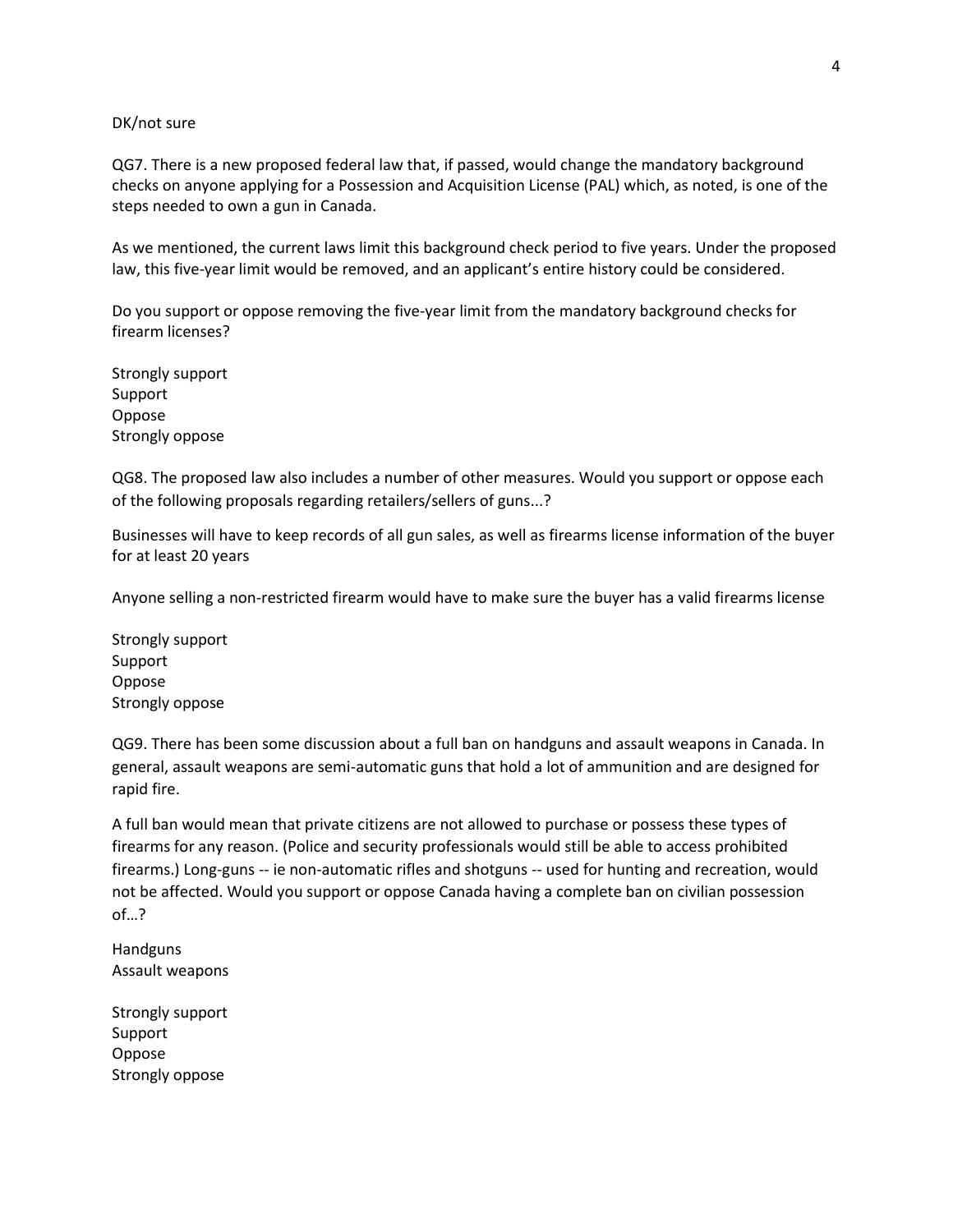DK/not sure

QG7. There is a new proposed federal law that, if passed, would change the mandatory background checks on anyone applying for a Possession and Acquisition License (PAL) which, as noted, is one of the steps needed to own a gun in Canada.

As we mentioned, the current laws limit this background check period to five years. Under the proposed law, this five-year limit would be removed, and an applicant's entire history could be considered.

Do you support or oppose removing the five-year limit from the mandatory background checks for firearm licenses?

Strongly support
Support
Oppose
Strongly oppose

QG8. The proposed law also includes a number of other measures. Would you support or oppose each of the following proposals regarding retailers/sellers of guns...?

Businesses will have to keep records of all gun sales, as well as firearms license information of the buyer for at least 20 years

Anyone selling a non-restricted firearm would have to make sure the buyer has a valid firearms license

Strongly support
Support
Oppose
Strongly oppose

QG9. There has been some discussion about a full ban on handguns and assault weapons in Canada. In general, assault weapons are semi-automatic guns that hold a lot of ammunition and are designed for rapid fire.

A full ban would mean that private citizens are not allowed to purchase or possess these types of firearms for any reason. (Police and security professionals would still be able to access prohibited firearms.) Long-guns -- ie non-automatic rifles and shotguns -- used for hunting and recreation, would not be affected. Would you support or oppose Canada having a complete ban on civilian possession of…?

Handguns
Assault weapons

Strongly support
Support
Oppose
Strongly oppose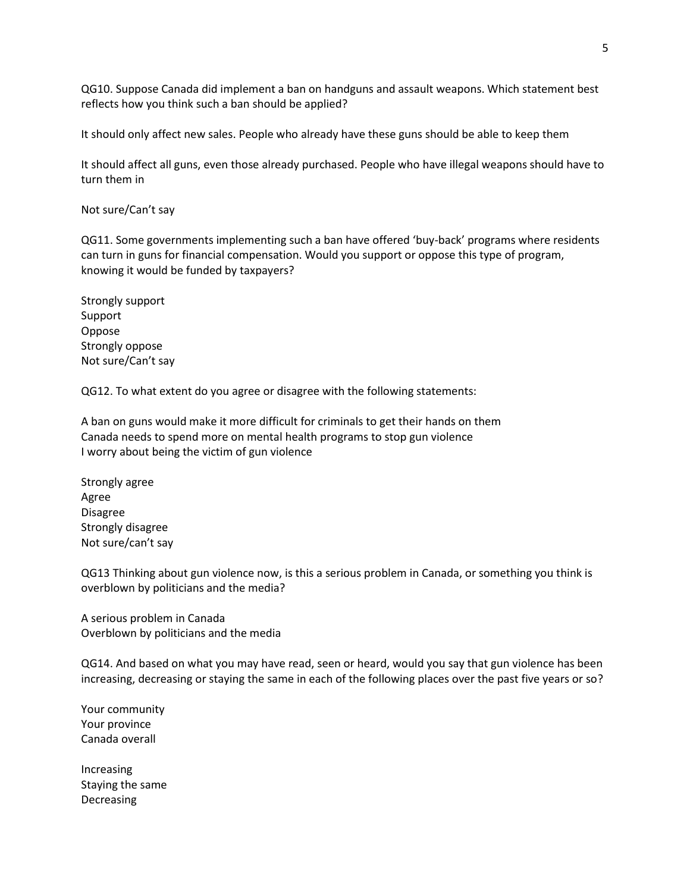QG10. Suppose Canada did implement a ban on handguns and assault weapons. Which statement best reflects how you think such a ban should be applied?

It should only affect new sales. People who already have these guns should be able to keep them

It should affect all guns, even those already purchased. People who have illegal weapons should have to turn them in

Not sure/Can't say

QG11. Some governments implementing such a ban have offered 'buy-back' programs where residents can turn in guns for financial compensation. Would you support or oppose this type of program, knowing it would be funded by taxpayers?

Strongly support
Support
Oppose
Strongly oppose
Not sure/Can't say

QG12. To what extent do you agree or disagree with the following statements:

A ban on guns would make it more difficult for criminals to get their hands on them
Canada needs to spend more on mental health programs to stop gun violence
I worry about being the victim of gun violence

Strongly agree
Agree
Disagree
Strongly disagree
Not sure/can't say

QG13 Thinking about gun violence now, is this a serious problem in Canada, or something you think is overblown by politicians and the media?

A serious problem in Canada
Overblown by politicians and the media

QG14. And based on what you may have read, seen or heard, would you say that gun violence has been increasing, decreasing or staying the same in each of the following places over the past five years or so?

Your community
Your province
Canada overall

Increasing
Staying the same
Decreasing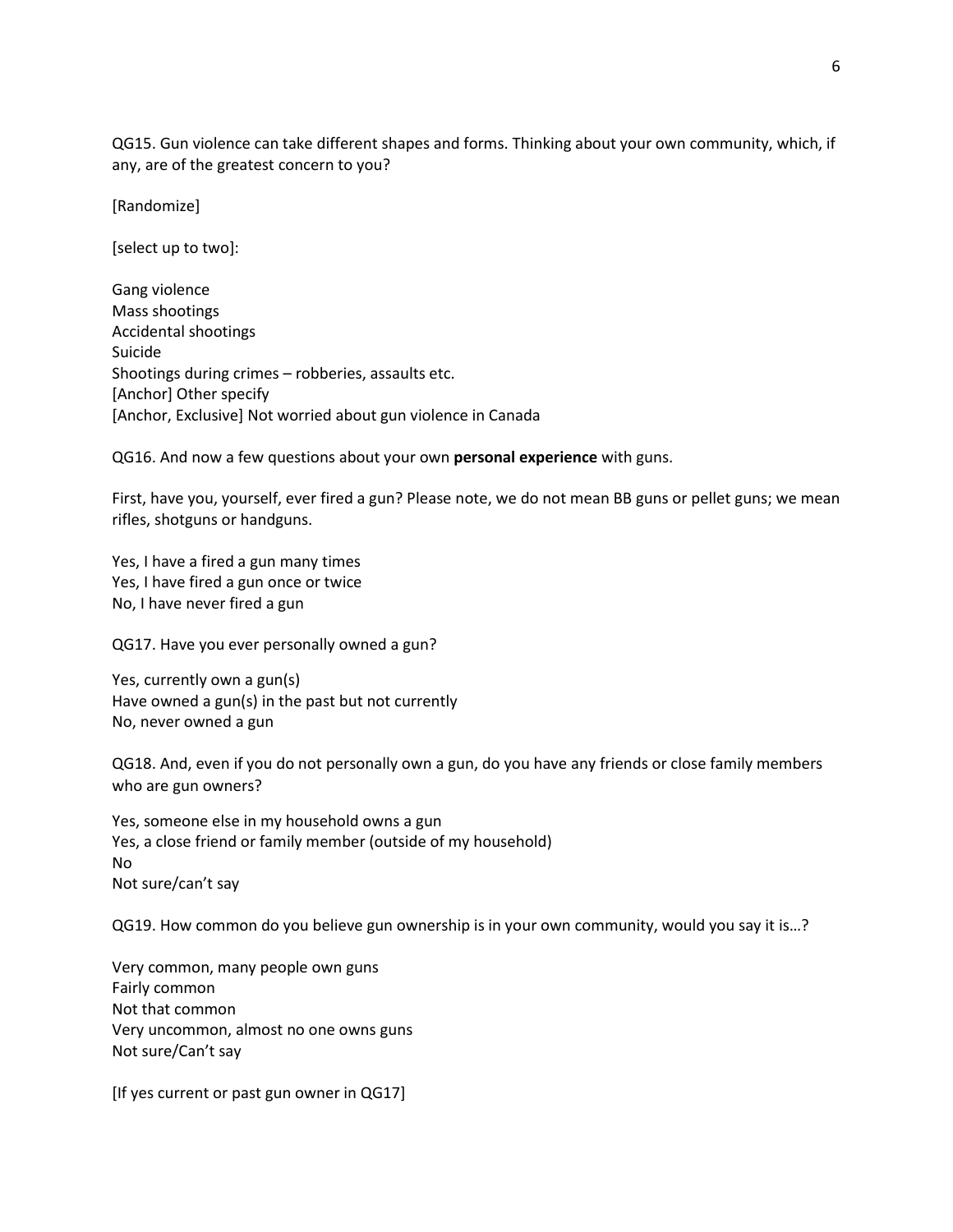QG15. Gun violence can take different shapes and forms. Thinking about your own community, which, if any, are of the greatest concern to you?

[Randomize]

[select up to two]:

Gang violence
Mass shootings
Accidental shootings
Suicide
Shootings during crimes – robberies, assaults etc.
[Anchor] Other specify
[Anchor, Exclusive] Not worried about gun violence in Canada

QG16. And now a few questions about your own **personal experience** with guns.

First, have you, yourself, ever fired a gun? Please note, we do not mean BB guns or pellet guns; we mean rifles, shotguns or handguns.

Yes, I have a fired a gun many times
Yes, I have fired a gun once or twice
No, I have never fired a gun

QG17. Have you ever personally owned a gun?

Yes, currently own a gun(s)
Have owned a gun(s) in the past but not currently
No, never owned a gun

QG18. And, even if you do not personally own a gun, do you have any friends or close family members who are gun owners?

Yes, someone else in my household owns a gun
Yes, a close friend or family member (outside of my household)
No
Not sure/can't say

QG19. How common do you believe gun ownership is in your own community, would you say it is…?

Very common, many people own guns
Fairly common
Not that common
Very uncommon, almost no one owns guns
Not sure/Can't say

[If yes current or past gun owner in QG17]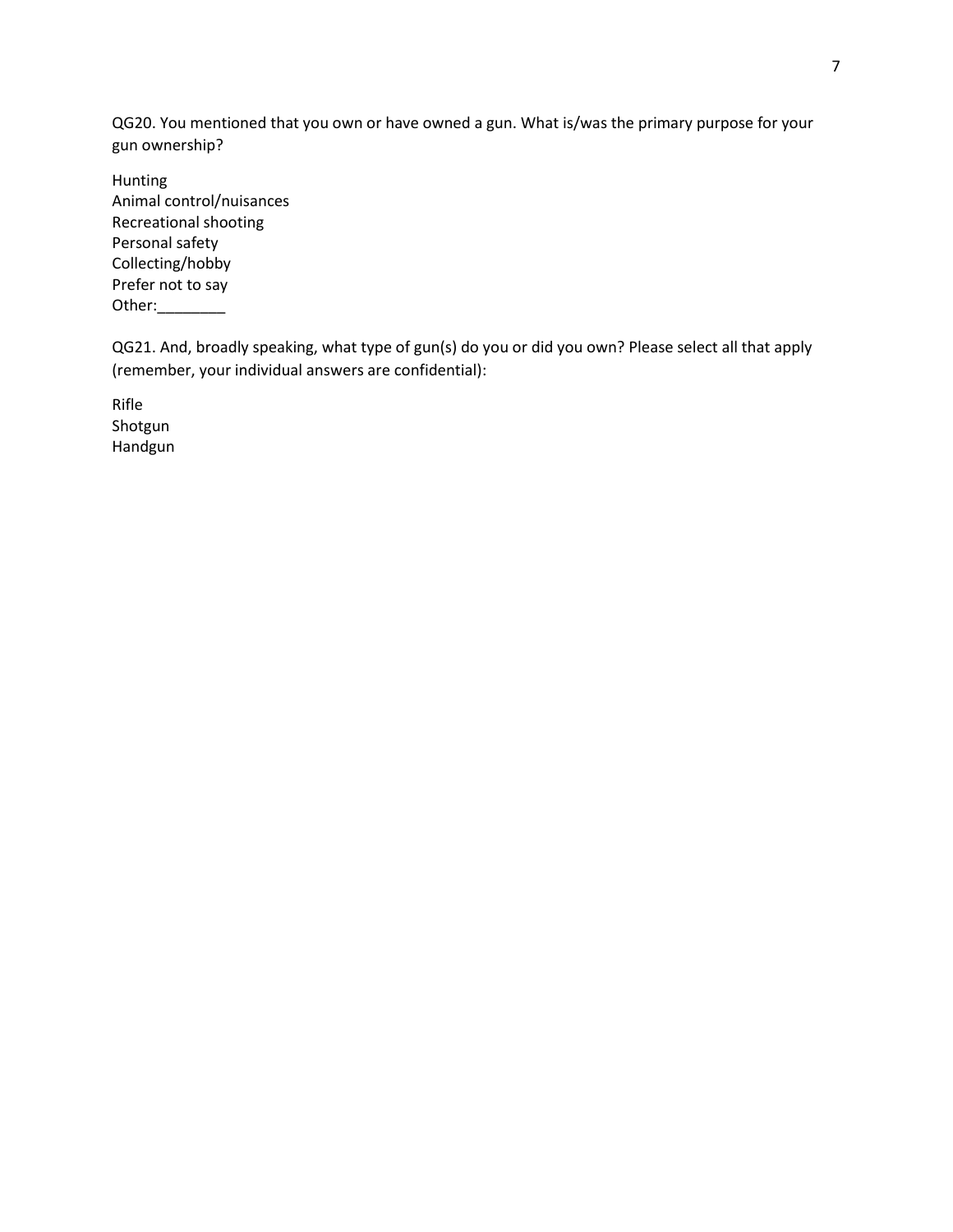QG20. You mentioned that you own or have owned a gun. What is/was the primary purpose for your gun ownership?

Hunting
Animal control/nuisances
Recreational shooting
Personal safety
Collecting/hobby
Prefer not to say
Other:________

QG21. And, broadly speaking, what type of gun(s) do you or did you own? Please select all that apply (remember, your individual answers are confidential):

Rifle
Shotgun
Handgun